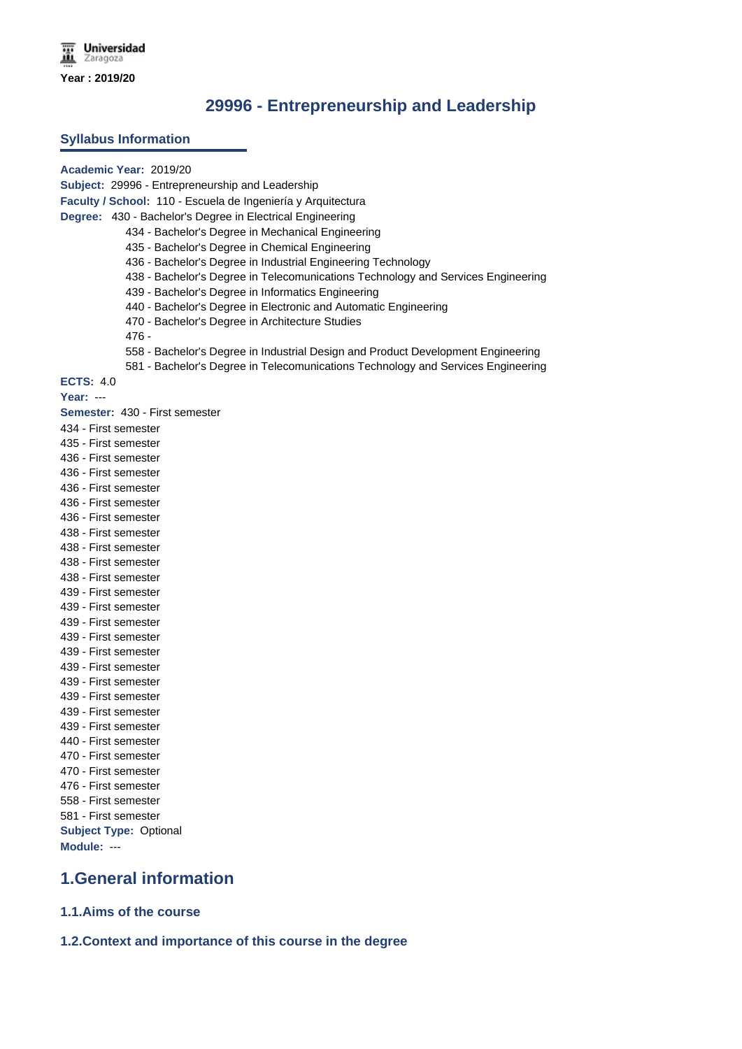Universidad Zaragoza

**Year : 2019/20**

# 29996 - Entrepreneurship and Leadership

## Syllabus Information

**Academic Year:** 2019/20
**Subject:** 29996 - Entrepreneurship and Leadership
**Faculty / School:** 110 - Escuela de Ingeniería y Arquitectura
**Degree:** 430 - Bachelor's Degree in Electrical Engineering
434 - Bachelor's Degree in Mechanical Engineering
435 - Bachelor's Degree in Chemical Engineering
436 - Bachelor's Degree in Industrial Engineering Technology
438 - Bachelor's Degree in Telecomunications Technology and Services Engineering
439 - Bachelor's Degree in Informatics Engineering
440 - Bachelor's Degree in Electronic and Automatic Engineering
470 - Bachelor's Degree in Architecture Studies
476 -
558 - Bachelor's Degree in Industrial Design and Product Development Engineering
581 - Bachelor's Degree in Telecomunications Technology and Services Engineering
**ECTS:** 4.0
**Year:** ---
**Semester:** 430 - First semester
434 - First semester
435 - First semester
436 - First semester
436 - First semester
436 - First semester
436 - First semester
436 - First semester
438 - First semester
438 - First semester
438 - First semester
438 - First semester
439 - First semester
439 - First semester
439 - First semester
439 - First semester
439 - First semester
439 - First semester
439 - First semester
439 - First semester
439 - First semester
439 - First semester
440 - First semester
470 - First semester
470 - First semester
476 - First semester
558 - First semester
581 - First semester
**Subject Type:** Optional
**Module:** ---

## 1.General information

### 1.1.Aims of the course

### 1.2.Context and importance of this course in the degree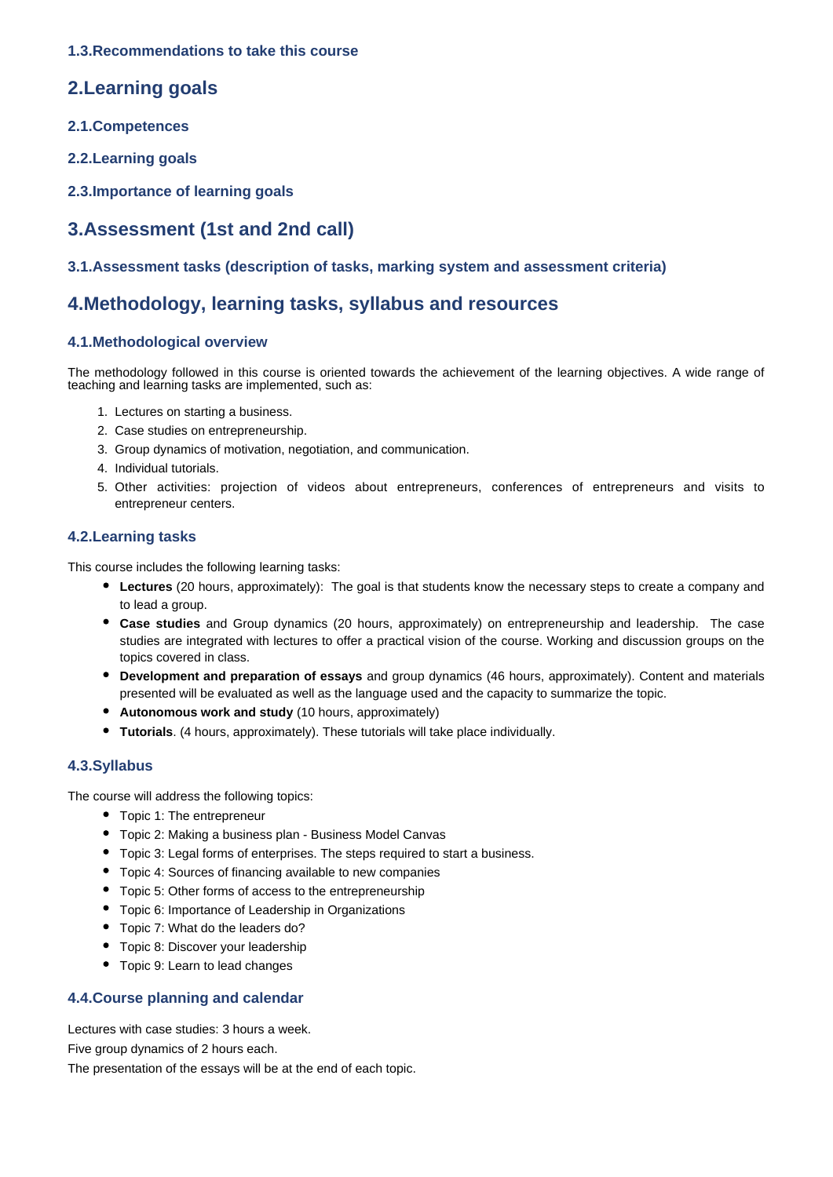### 1.3.Recommendations to take this course

## 2.Learning goals

### 2.1.Competences

### 2.2.Learning goals

### 2.3.Importance of learning goals

## 3.Assessment (1st and 2nd call)

### 3.1.Assessment tasks (description of tasks, marking system and assessment criteria)

## 4.Methodology, learning tasks, syllabus and resources

### 4.1.Methodological overview

The methodology followed in this course is oriented towards the achievement of the learning objectives. A wide range of teaching and learning tasks are implemented, such as:

1. Lectures on starting a business.
2. Case studies on entrepreneurship.
3. Group dynamics of motivation, negotiation, and communication.
4. Individual tutorials.
5. Other activities: projection of videos about entrepreneurs, conferences of entrepreneurs and visits to entrepreneur centers.

### 4.2.Learning tasks

This course includes the following learning tasks:

- **Lectures** (20 hours, approximately): The goal is that students know the necessary steps to create a company and to lead a group.
- **Case studies** and Group dynamics (20 hours, approximately) on entrepreneurship and leadership. The case studies are integrated with lectures to offer a practical vision of the course. Working and discussion groups on the topics covered in class.
- **Development and preparation of essays** and group dynamics (46 hours, approximately). Content and materials presented will be evaluated as well as the language used and the capacity to summarize the topic.
- **Autonomous work and study** (10 hours, approximately)
- **Tutorials**. (4 hours, approximately). These tutorials will take place individually.

### 4.3.Syllabus

The course will address the following topics:

- Topic 1: The entrepreneur
- Topic 2: Making a business plan - Business Model Canvas
- Topic 3: Legal forms of enterprises. The steps required to start a business.
- Topic 4: Sources of financing available to new companies
- Topic 5: Other forms of access to the entrepreneurship
- Topic 6: Importance of Leadership in Organizations
- Topic 7: What do the leaders do?
- Topic 8: Discover your leadership
- Topic 9: Learn to lead changes

### 4.4.Course planning and calendar

Lectures with case studies: 3 hours a week.

Five group dynamics of 2 hours each.

The presentation of the essays will be at the end of each topic.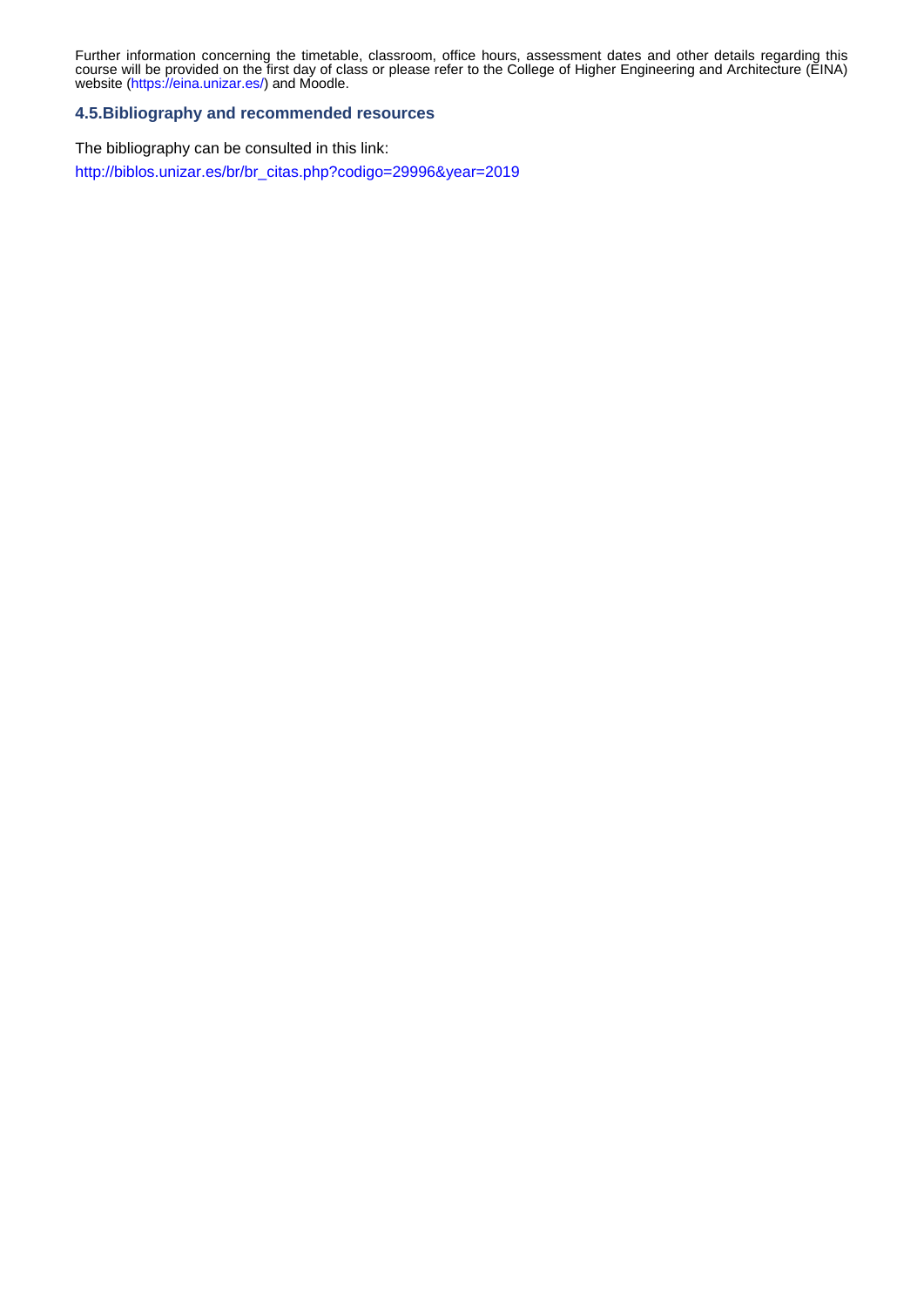Further information concerning the timetable, classroom, office hours, assessment dates and other details regarding this course will be provided on the first day of class or please refer to the College of Higher Engineering and Architecture (EINA) website (https://eina.unizar.es/) and Moodle.

### 4.5.Bibliography and recommended resources

The bibliography can be consulted in this link:

http://biblos.unizar.es/br/br_citas.php?codigo=29996&year=2019